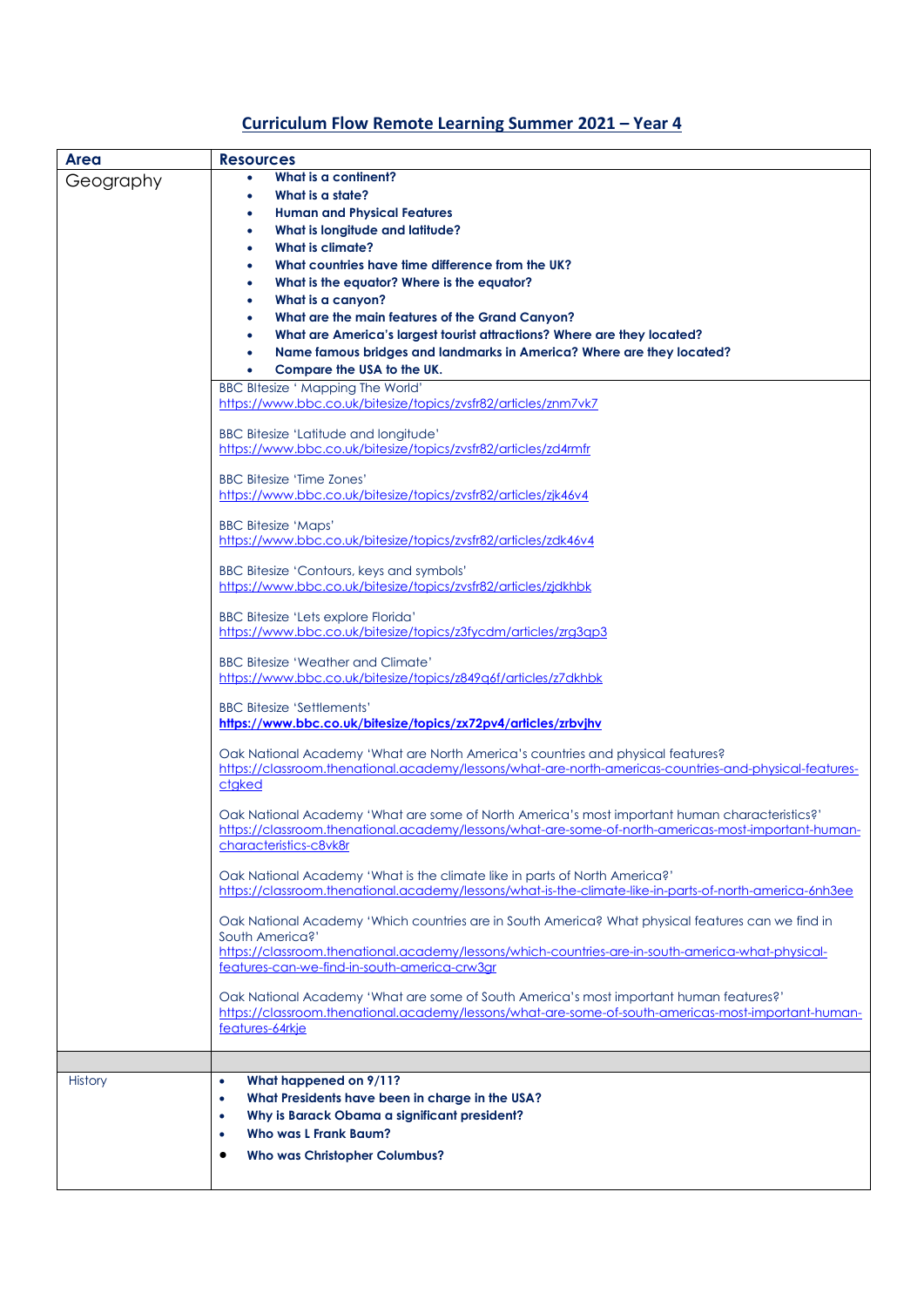# Curriculum Flow Remote Learning Summer 2021 – Year 4

| Area | Resources |
|---|---|
| Geography | • **What is a continent?**<br>• **What is a state?**<br>• **Human and Physical Features**<br>• **What is longitude and latitude?**<br>• **What is climate?**<br>• **What countries have time difference from the UK?**<br>• **What is the equator? Where is the equator?**<br>• **What is a canyon?**<br>• **What are the main features of the Grand Canyon?**<br>• **What are America's largest tourist attractions? Where are they located?**<br>• **Name famous bridges and landmarks in America? Where are they located?**<br>• **Compare the USA to the UK.** |
| | BBC BItesize ' Mapping The World'<br>https://www.bbc.co.uk/bitesize/topics/zvsfr82/articles/znm7vk7<br><br>BBC Bitesize 'Latitude and longitude'<br>https://www.bbc.co.uk/bitesize/topics/zvsfr82/articles/zd4rmfr<br><br>BBC Bitesize 'Time Zones'<br>https://www.bbc.co.uk/bitesize/topics/zvsfr82/articles/zjk46v4<br><br>BBC Bitesize 'Maps'<br>https://www.bbc.co.uk/bitesize/topics/zvsfr82/articles/zdk46v4<br><br>BBC Bitesize 'Contours, keys and symbols'<br>https://www.bbc.co.uk/bitesize/topics/zvsfr82/articles/zjdkhbk<br><br>BBC Bitesize 'Lets explore Florida'<br>https://www.bbc.co.uk/bitesize/topics/z3fycdm/articles/zrg3qp3<br><br>BBC Bitesize 'Weather and Climate'<br>https://www.bbc.co.uk/bitesize/topics/z849q6f/articles/z7dkhbk<br><br>BBC Bitesize 'Settlements'<br>**https://www.bbc.co.uk/bitesize/topics/zx72pv4/articles/zrbvjhv**<br><br>Oak National Academy 'What are North America's countries and physical features?<br>https://classroom.thenational.academy/lessons/what-are-north-americas-countries-and-physical-features-ctgked<br><br>Oak National Academy 'What are some of North America's most important human characteristics?'<br>https://classroom.thenational.academy/lessons/what-are-some-of-north-americas-most-important-human-characteristics-c8vk8r<br><br>Oak National Academy 'What is the climate like in parts of North America?'<br>https://classroom.thenational.academy/lessons/what-is-the-climate-like-in-parts-of-north-america-6nh3ee<br><br>Oak National Academy 'Which countries are in South America? What physical features can we find in South America?'<br>https://classroom.thenational.academy/lessons/which-countries-are-in-south-america-what-physical-features-can-we-find-in-south-america-crw3gr<br><br>Oak National Academy 'What are some of South America's most important human features?'<br>https://classroom.thenational.academy/lessons/what-are-some-of-south-americas-most-important-human-features-64rkje |
| | |
| History | • **What happened on 9/11?**<br>• **What Presidents have been in charge in the USA?**<br>• **Why is Barack Obama a significant president?**<br>• **Who was L Frank Baum?**<br>• **Who was Christopher Columbus?** |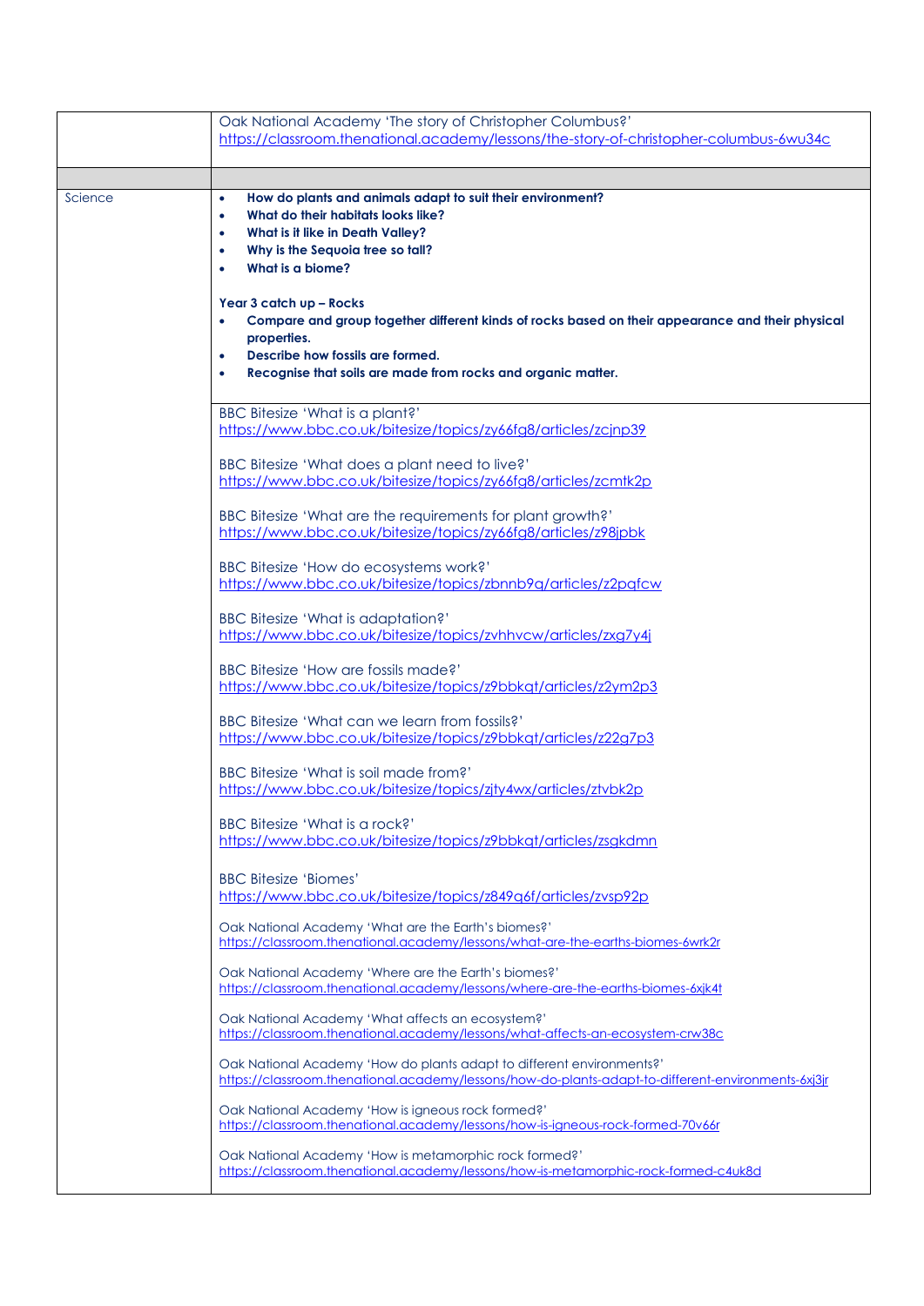| | |
|---|---|
| | Oak National Academy 'The story of Christopher Columbus?'<br>https://classroom.thenational.academy/lessons/the-story-of-christopher-columbus-6wu34c |
| | |
| Science | • **How do plants and animals adapt to suit their environment?**<br>• **What do their habitats looks like?**<br>• **What is it like in Death Valley?**<br>• **Why is the Sequoia tree so tall?**<br>• **What is a biome?**<br><br>**Year 3 catch up – Rocks**<br>• **Compare and group together different kinds of rocks based on their appearance and their physical properties.**<br>• **Describe how fossils are formed.**<br>• **Recognise that soils are made from rocks and organic matter.** |
| | BBC Bitesize 'What is a plant?'<br>https://www.bbc.co.uk/bitesize/topics/zy66fg8/articles/zcjnp39<br><br>BBC Bitesize 'What does a plant need to live?'<br>https://www.bbc.co.uk/bitesize/topics/zy66fg8/articles/zcmtk2p<br><br>BBC Bitesize 'What are the requirements for plant growth?'<br>https://www.bbc.co.uk/bitesize/topics/zy66fg8/articles/z98jpbk<br><br>BBC Bitesize 'How do ecosystems work?'<br>https://www.bbc.co.uk/bitesize/topics/zbnnb9q/articles/z2pqfcw<br><br>BBC Bitesize 'What is adaptation?'<br>https://www.bbc.co.uk/bitesize/topics/zvhhvcw/articles/zxg7y4j<br><br>BBC Bitesize 'How are fossils made?'<br>https://www.bbc.co.uk/bitesize/topics/z9bbkqt/articles/z2ym2p3<br><br>BBC Bitesize 'What can we learn from fossils?'<br>https://www.bbc.co.uk/bitesize/topics/z9bbkqt/articles/z22g7p3<br><br>BBC Bitesize 'What is soil made from?'<br>https://www.bbc.co.uk/bitesize/topics/zjty4wx/articles/ztvbk2p<br><br>BBC Bitesize 'What is a rock?'<br>https://www.bbc.co.uk/bitesize/topics/z9bbkqt/articles/zsgkdmn<br><br>BBC Bitesize 'Biomes'<br>https://www.bbc.co.uk/bitesize/topics/z849q6f/articles/zvsp92p<br><br>Oak National Academy 'What are the Earth's biomes?'<br>https://classroom.thenational.academy/lessons/what-are-the-earths-biomes-6wrk2r<br><br>Oak National Academy 'Where are the Earth's biomes?'<br>https://classroom.thenational.academy/lessons/where-are-the-earths-biomes-6xjk4t<br><br>Oak National Academy 'What affects an ecosystem?'<br>https://classroom.thenational.academy/lessons/what-affects-an-ecosystem-crw38c<br><br>Oak National Academy 'How do plants adapt to different environments?'<br>https://classroom.thenational.academy/lessons/how-do-plants-adapt-to-different-environments-6xj3jr<br><br>Oak National Academy 'How is igneous rock formed?'<br>https://classroom.thenational.academy/lessons/how-is-igneous-rock-formed-70v66r<br><br>Oak National Academy 'How is metamorphic rock formed?'<br>https://classroom.thenational.academy/lessons/how-is-metamorphic-rock-formed-c4uk8d |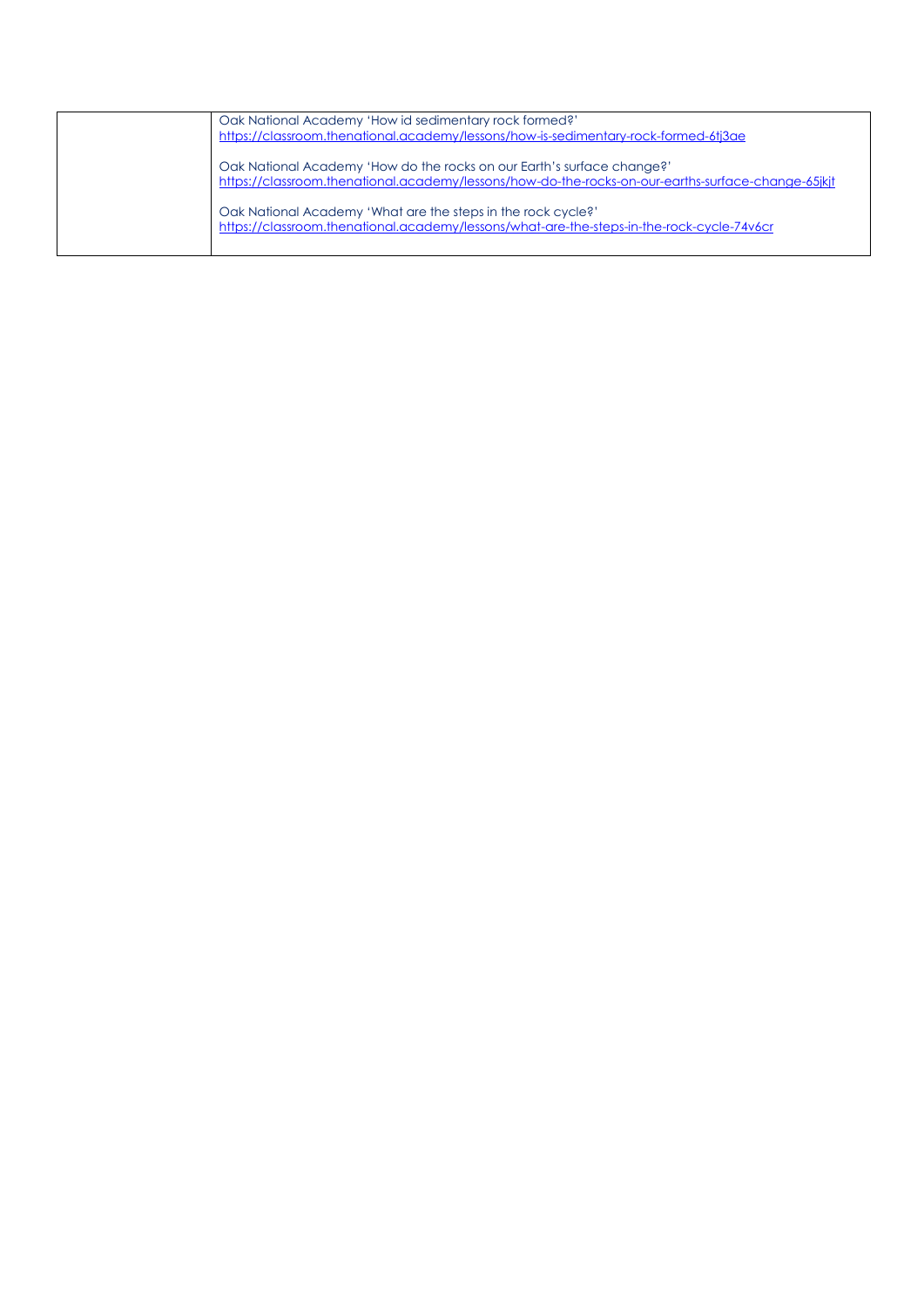| | |
|---|---|
| | Oak National Academy 'How id sedimentary rock formed?' https://classroom.thenational.academy/lessons/how-is-sedimentary-rock-formed-6tj3ae<br><br>Oak National Academy 'How do the rocks on our Earth's surface change?' https://classroom.thenational.academy/lessons/how-do-the-rocks-on-our-earths-surface-change-65jkjt<br><br>Oak National Academy 'What are the steps in the rock cycle?' https://classroom.thenational.academy/lessons/what-are-the-steps-in-the-rock-cycle-74v6cr |